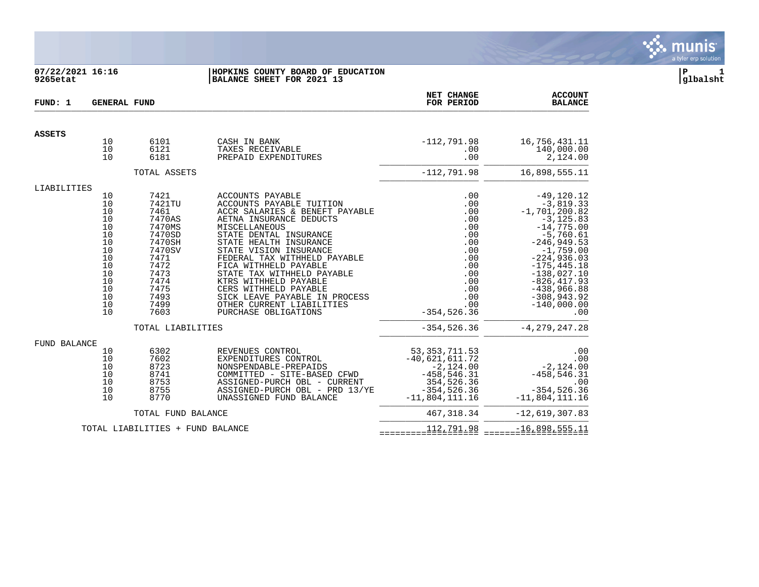07/22/2021 16:16
9265etat

**HOPKINS COUNTY BOARD OF EDUCATION**
**BALANCE SHEET FOR 2021 13**

P 1
glbalsht

**FUND: 1 GENERAL FUND**

| | | | | NET CHANGE FOR PERIOD | ACCOUNT BALANCE |
|---|---|---|---|---|---|
| **ASSETS** | | | | | |
| | 10 | 6101 | CASH IN BANK | -112,791.98 | 16,756,431.11 |
| | 10 | 6121 | TAXES RECEIVABLE | .00 | 140,000.00 |
| | 10 | 6181 | PREPAID EXPENDITURES | .00 | 2,124.00 |
| | | TOTAL ASSETS | | -112,791.98 | 16,898,555.11 |
| LIABILITIES | | | | | |
| | 10 | 7421 | ACCOUNTS PAYABLE | .00 | -49,120.12 |
| | 10 | 7421TU | ACCOUNTS PAYABLE TUITION | .00 | -3,819.33 |
| | 10 | 7461 | ACCR SALARIES & BENEFT PAYABLE | .00 | -1,701,200.82 |
| | 10 | 7470AS | AETNA INSURANCE DEDUCTS | .00 | -3,125.83 |
| | 10 | 7470MS | MISCELLANEOUS | .00 | -14,775.00 |
| | 10 | 7470SD | STATE DENTAL INSURANCE | .00 | -5,760.61 |
| | 10 | 7470SH | STATE HEALTH INSURANCE | .00 | -246,949.53 |
| | 10 | 7470SV | STATE VISION INSURANCE | .00 | -1,759.00 |
| | 10 | 7471 | FEDERAL TAX WITHHELD PAYABLE | .00 | -224,936.03 |
| | 10 | 7472 | FICA WITHHELD PAYABLE | .00 | -175,445.18 |
| | 10 | 7473 | STATE TAX WITHHELD PAYABLE | .00 | -138,027.10 |
| | 10 | 7474 | KTRS WITHHELD PAYABLE | .00 | -826,417.93 |
| | 10 | 7475 | CERS WITHHELD PAYABLE | .00 | -438,966.88 |
| | 10 | 7493 | SICK LEAVE PAYABLE IN PROCESS | .00 | -308,943.92 |
| | 10 | 7499 | OTHER CURRENT LIABILITIES | .00 | -140,000.00 |
| | 10 | 7603 | PURCHASE OBLIGATIONS | -354,526.36 | .00 |
| | | TOTAL LIABILITIES | | -354,526.36 | -4,279,247.28 |
| FUND BALANCE | | | | | |
| | 10 | 6302 | REVENUES CONTROL | 53,353,711.53 | .00 |
| | 10 | 7602 | EXPENDITURES CONTROL | -40,621,611.72 | .00 |
| | 10 | 8723 | NONSPENDABLE-PREPAIDS | -2,124.00 | -2,124.00 |
| | 10 | 8741 | COMMITTED - SITE-BASED CFWD | -458,546.31 | -458,546.31 |
| | 10 | 8753 | ASSIGNED-PURCH OBL - CURRENT | 354,526.36 | .00 |
| | 10 | 8755 | ASSIGNED-PURCH OBL - PRD 13/YE | -354,526.36 | -354,526.36 |
| | 10 | 8770 | UNASSIGNED FUND BALANCE | -11,804,111.16 | -11,804,111.16 |
| | | TOTAL FUND BALANCE | | 467,318.34 | -12,619,307.83 |
| | TOTAL LIABILITIES + FUND BALANCE | | | 112,791.98 | -16,898,555.11 |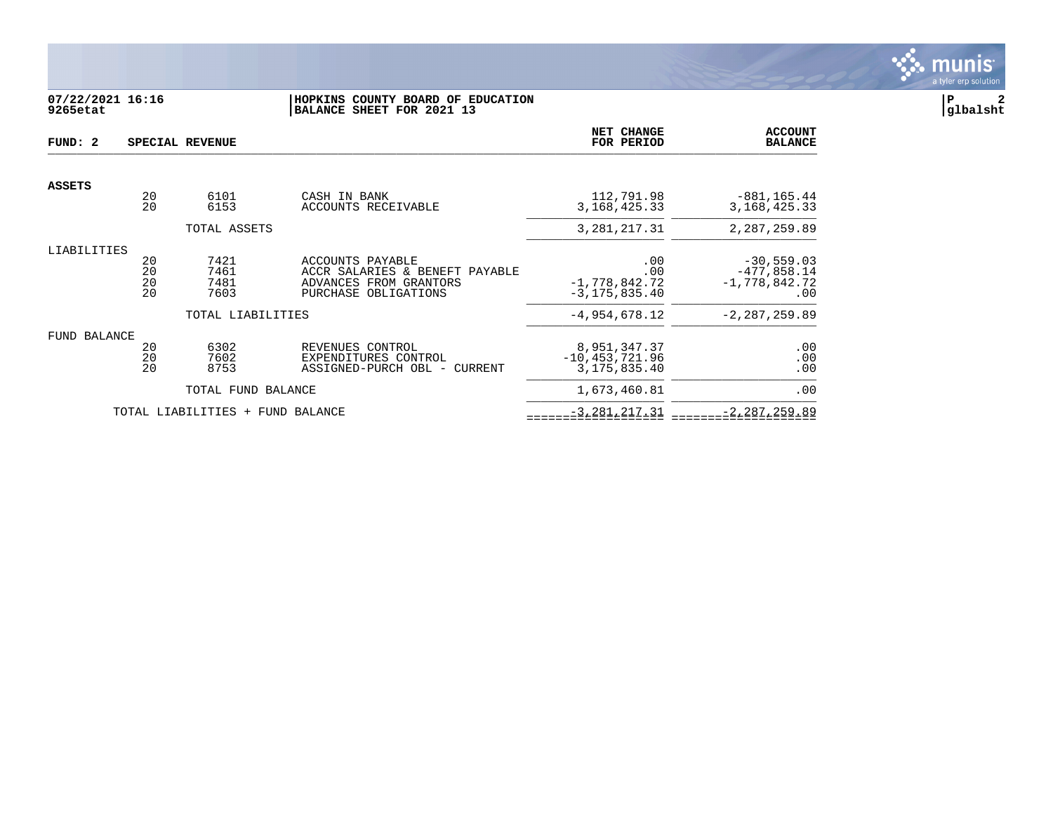**07/22/2021 16:16**
**9265etat**

**HOPKINS COUNTY BOARD OF EDUCATION**
**BALANCE SHEET FOR 2021 13**

**P 2**
**glbalsht**

| FUND: 2 | | SPECIAL REVENUE | | NET CHANGE FOR PERIOD | ACCOUNT BALANCE |
|---|---|---|---|---|---|
| **ASSETS** | | | | | |
| | 20 | 6101 | CASH IN BANK | 112,791.98 | -881,165.44 |
| | 20 | 6153 | ACCOUNTS RECEIVABLE | 3,168,425.33 | 3,168,425.33 |
| | | TOTAL ASSETS | | 3,281,217.31 | 2,287,259.89 |
| LIABILITIES | | | | | |
| | 20 | 7421 | ACCOUNTS PAYABLE | .00 | -30,559.03 |
| | 20 | 7461 | ACCR SALARIES & BENEFT PAYABLE | .00 | -477,858.14 |
| | 20 | 7481 | ADVANCES FROM GRANTORS | -1,778,842.72 | -1,778,842.72 |
| | 20 | 7603 | PURCHASE OBLIGATIONS | -3,175,835.40 | .00 |
| | | TOTAL LIABILITIES | | -4,954,678.12 | -2,287,259.89 |
| FUND BALANCE | | | | | |
| | 20 | 6302 | REVENUES CONTROL | 8,951,347.37 | .00 |
| | 20 | 7602 | EXPENDITURES CONTROL | -10,453,721.96 | .00 |
| | 20 | 8753 | ASSIGNED-PURCH OBL - CURRENT | 3,175,835.40 | .00 |
| | | TOTAL FUND BALANCE | | 1,673,460.81 | .00 |
| | | TOTAL LIABILITIES + FUND BALANCE | | -3,281,217.31 | -2,287,259.89 |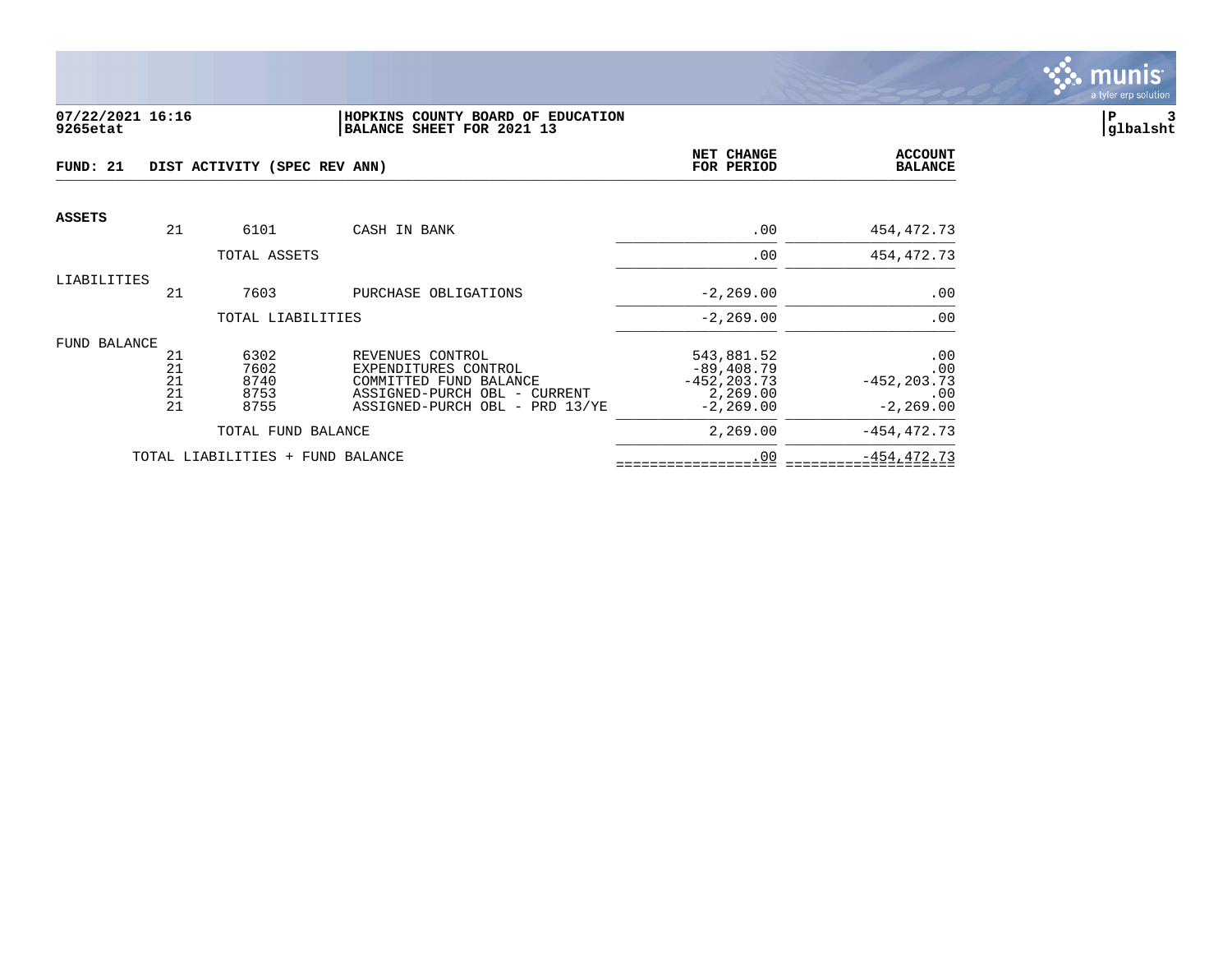**07/22/2021 16:16**
**9265etat**

**HOPKINS COUNTY BOARD OF EDUCATION**
**BALANCE SHEET FOR 2021 13**

**P 3**
**glbalsht**

| **FUND: 21** | **DIST ACTIVITY (SPEC REV ANN)** | | | **NET CHANGE FOR PERIOD** | **ACCOUNT BALANCE** |
|---|---|---|---|---|---|
| **ASSETS** | | | | | |
| | 21 | 6101 | CASH IN BANK | .00 | 454,472.73 |
| | | TOTAL ASSETS | | .00 | 454,472.73 |
| LIABILITIES | | | | | |
| | 21 | 7603 | PURCHASE OBLIGATIONS | -2,269.00 | .00 |
| | | TOTAL LIABILITIES | | -2,269.00 | .00 |
| FUND BALANCE | | | | | |
| | 21 | 6302 | REVENUES CONTROL | 543,881.52 | .00 |
| | 21 | 7602 | EXPENDITURES CONTROL | -89,408.79 | .00 |
| | 21 | 8740 | COMMITTED FUND BALANCE | -452,203.73 | -452,203.73 |
| | 21 | 8753 | ASSIGNED-PURCH OBL - CURRENT | 2,269.00 | .00 |
| | 21 | 8755 | ASSIGNED-PURCH OBL - PRD 13/YE | -2,269.00 | -2,269.00 |
| | | TOTAL FUND BALANCE | | 2,269.00 | -454,472.73 |
| | TOTAL LIABILITIES + FUND BALANCE | | | .00 | -454,472.73 |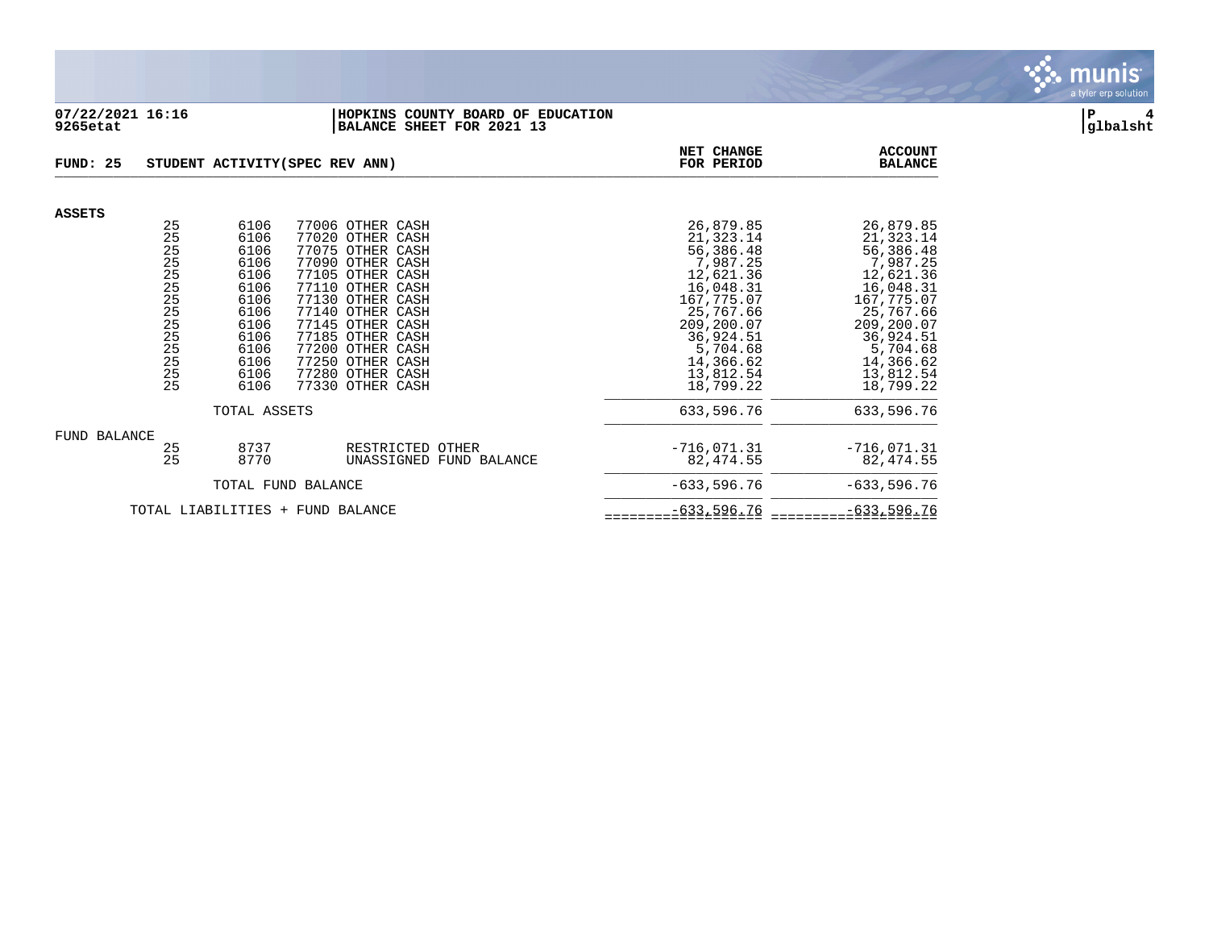07/22/2021 16:16 | HOPKINS COUNTY BOARD OF EDUCATION | P 4
9265etat | BALANCE SHEET FOR 2021 13 | glbalsht

**FUND: 25 STUDENT ACTIVITY(SPEC REV ANN)**

| | | | | NET CHANGE FOR PERIOD | ACCOUNT BALANCE |
|---|---|---|---|---|---|
| **ASSETS** | | | | | |
| | 25 | 6106 | 77006 OTHER CASH | 26,879.85 | 26,879.85 |
| | 25 | 6106 | 77020 OTHER CASH | 21,323.14 | 21,323.14 |
| | 25 | 6106 | 77075 OTHER CASH | 56,386.48 | 56,386.48 |
| | 25 | 6106 | 77090 OTHER CASH | 7,987.25 | 7,987.25 |
| | 25 | 6106 | 77105 OTHER CASH | 12,621.36 | 12,621.36 |
| | 25 | 6106 | 77110 OTHER CASH | 16,048.31 | 16,048.31 |
| | 25 | 6106 | 77130 OTHER CASH | 167,775.07 | 167,775.07 |
| | 25 | 6106 | 77140 OTHER CASH | 25,767.66 | 25,767.66 |
| | 25 | 6106 | 77145 OTHER CASH | 209,200.07 | 209,200.07 |
| | 25 | 6106 | 77185 OTHER CASH | 36,924.51 | 36,924.51 |
| | 25 | 6106 | 77200 OTHER CASH | 5,704.68 | 5,704.68 |
| | 25 | 6106 | 77250 OTHER CASH | 14,366.62 | 14,366.62 |
| | 25 | 6106 | 77280 OTHER CASH | 13,812.54 | 13,812.54 |
| | 25 | 6106 | 77330 OTHER CASH | 18,799.22 | 18,799.22 |
| | | TOTAL ASSETS | | 633,596.76 | 633,596.76 |
| FUND BALANCE | | | | | |
| | 25 | 8737 | RESTRICTED OTHER | -716,071.31 | -716,071.31 |
| | 25 | 8770 | UNASSIGNED FUND BALANCE | 82,474.55 | 82,474.55 |
| | | TOTAL FUND BALANCE | | -633,596.76 | -633,596.76 |
| | TOTAL LIABILITIES + FUND BALANCE | | | -633,596.76 | -633,596.76 |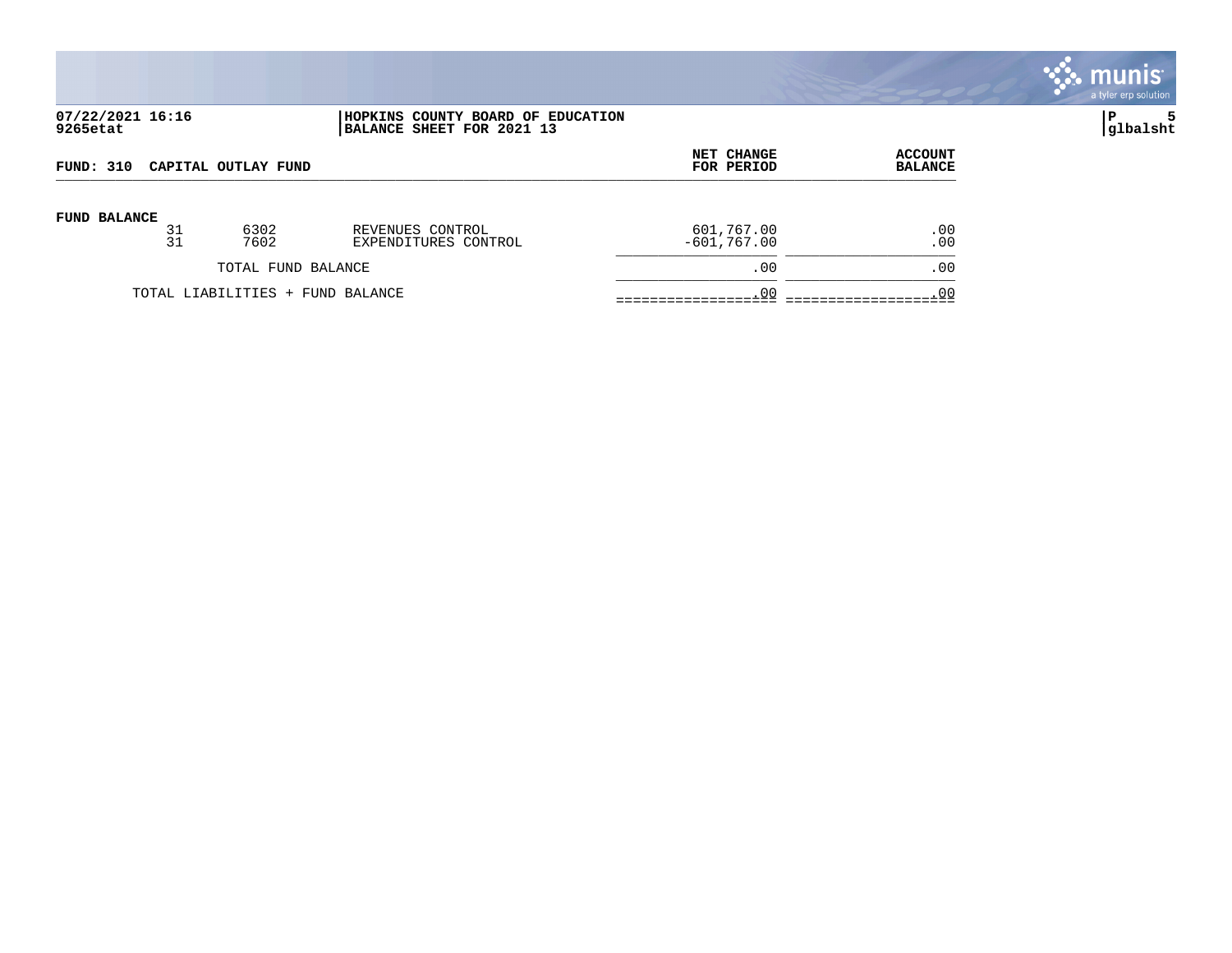**HOPKINS COUNTY BOARD OF EDUCATION**
**BALANCE SHEET FOR 2021 13**

07/22/2021 16:16
9265etat

glbalsht

## FUND: 310 CAPITAL OUTLAY FUND

| | | | | NET CHANGE FOR PERIOD | ACCOUNT BALANCE |
|---|---|---|---|---|---|
| **FUND BALANCE** | | | | | |
| | 31 | 6302 | REVENUES CONTROL | 601,767.00 | .00 |
| | 31 | 7602 | EXPENDITURES CONTROL | -601,767.00 | .00 |
| | | TOTAL FUND BALANCE | | .00 | .00 |
| | TOTAL LIABILITIES + FUND BALANCE | | | .00 | .00 |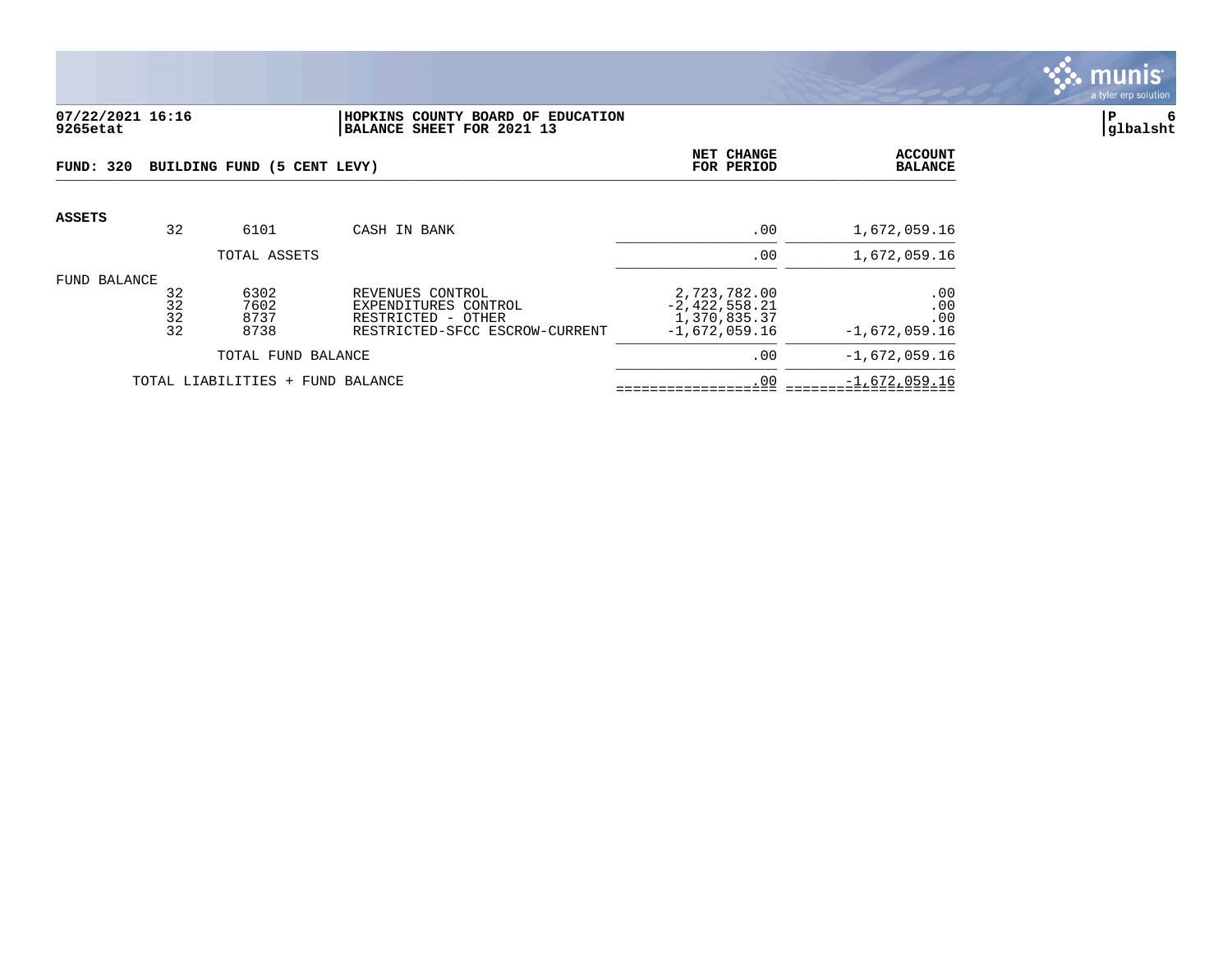**07/22/2021 16:16** | **HOPKINS COUNTY BOARD OF EDUCATION**
**9265etat** | **BALANCE SHEET FOR 2021 13**

**P 6**
**glbalsht**

**FUND: 320 BUILDING FUND (5 CENT LEVY)**

| | | | | NET CHANGE FOR PERIOD | ACCOUNT BALANCE |
|---|---|---|---|---|---|
| **ASSETS** | | | | | |
| | 32 | 6101 | CASH IN BANK | .00 | 1,672,059.16 |
| | | TOTAL ASSETS | | .00 | 1,672,059.16 |
| FUND BALANCE | | | | | |
| | 32 | 6302 | REVENUES CONTROL | 2,723,782.00 | .00 |
| | 32 | 7602 | EXPENDITURES CONTROL | -2,422,558.21 | .00 |
| | 32 | 8737 | RESTRICTED - OTHER | 1,370,835.37 | .00 |
| | 32 | 8738 | RESTRICTED-SFCC ESCROW-CURRENT | -1,672,059.16 | -1,672,059.16 |
| | | TOTAL FUND BALANCE | | .00 | -1,672,059.16 |
| | TOTAL LIABILITIES + FUND BALANCE | | | .00 | -1,672,059.16 |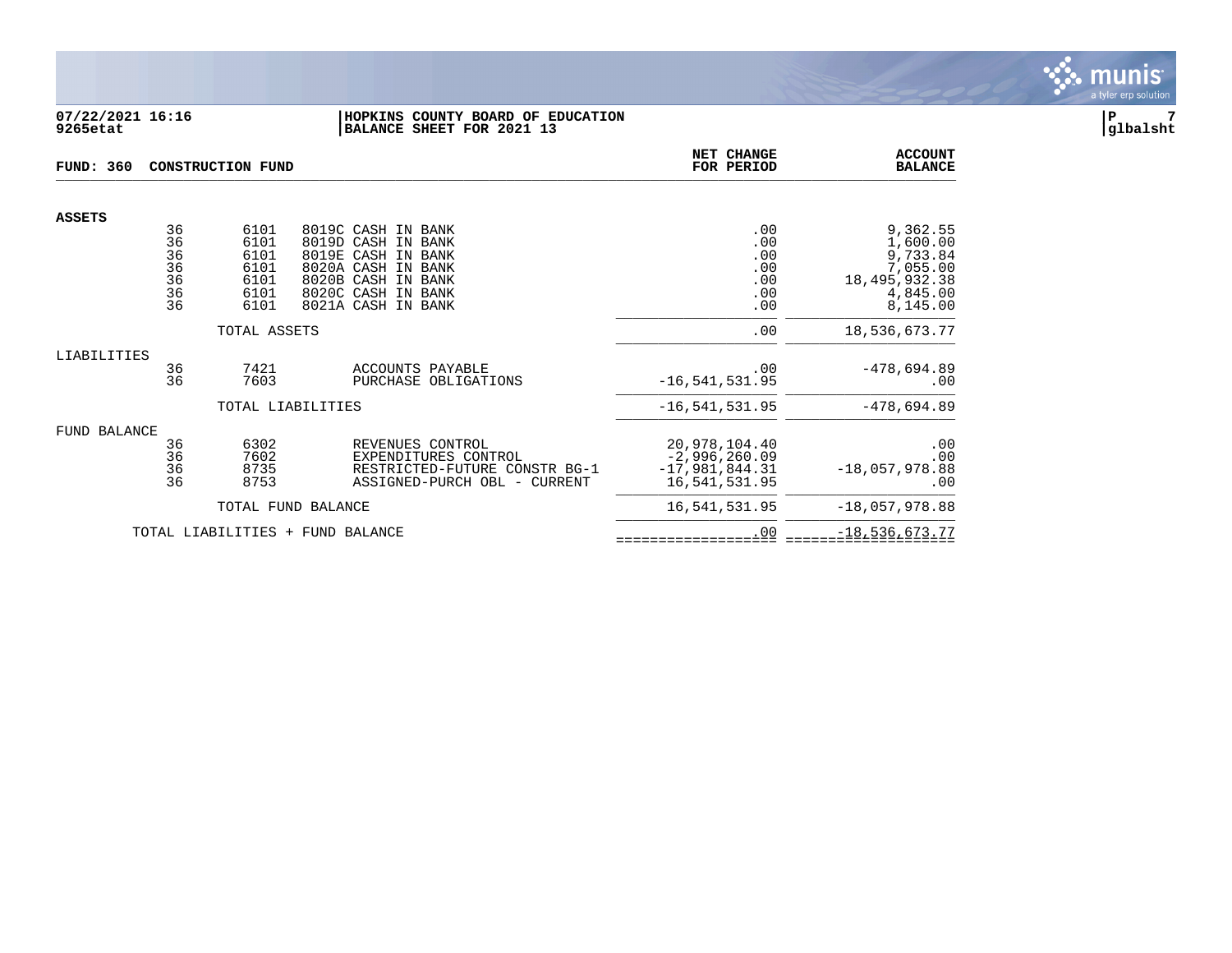07/22/2021 16:16
9265etat

**HOPKINS COUNTY BOARD OF EDUCATION**
**BALANCE SHEET FOR 2021 13**

P 7
glbalsht

## FUND: 360 CONSTRUCTION FUND

| | | | | NET CHANGE FOR PERIOD | ACCOUNT BALANCE |
|---|---|---|---|---|---|
| **ASSETS** | | | | | |
| | 36 | 6101 | 8019C CASH IN BANK | .00 | 9,362.55 |
| | 36 | 6101 | 8019D CASH IN BANK | .00 | 1,600.00 |
| | 36 | 6101 | 8019E CASH IN BANK | .00 | 9,733.84 |
| | 36 | 6101 | 8020A CASH IN BANK | .00 | 7,055.00 |
| | 36 | 6101 | 8020B CASH IN BANK | .00 | 18,495,932.38 |
| | 36 | 6101 | 8020C CASH IN BANK | .00 | 4,845.00 |
| | 36 | 6101 | 8021A CASH IN BANK | .00 | 8,145.00 |
| | TOTAL ASSETS | | | .00 | 18,536,673.77 |
| LIABILITIES | | | | | |
| | 36 | 7421 | ACCOUNTS PAYABLE | .00 | -478,694.89 |
| | 36 | 7603 | PURCHASE OBLIGATIONS | -16,541,531.95 | .00 |
| | TOTAL LIABILITIES | | | -16,541,531.95 | -478,694.89 |
| FUND BALANCE | | | | | |
| | 36 | 6302 | REVENUES CONTROL | 20,978,104.40 | .00 |
| | 36 | 7602 | EXPENDITURES CONTROL | -2,996,260.09 | .00 |
| | 36 | 8735 | RESTRICTED-FUTURE CONSTR BG-1 | -17,981,844.31 | -18,057,978.88 |
| | 36 | 8753 | ASSIGNED-PURCH OBL - CURRENT | 16,541,531.95 | .00 |
| | TOTAL FUND BALANCE | | | 16,541,531.95 | -18,057,978.88 |
| TOTAL LIABILITIES + FUND BALANCE | | | | .00 | -18,536,673.77 |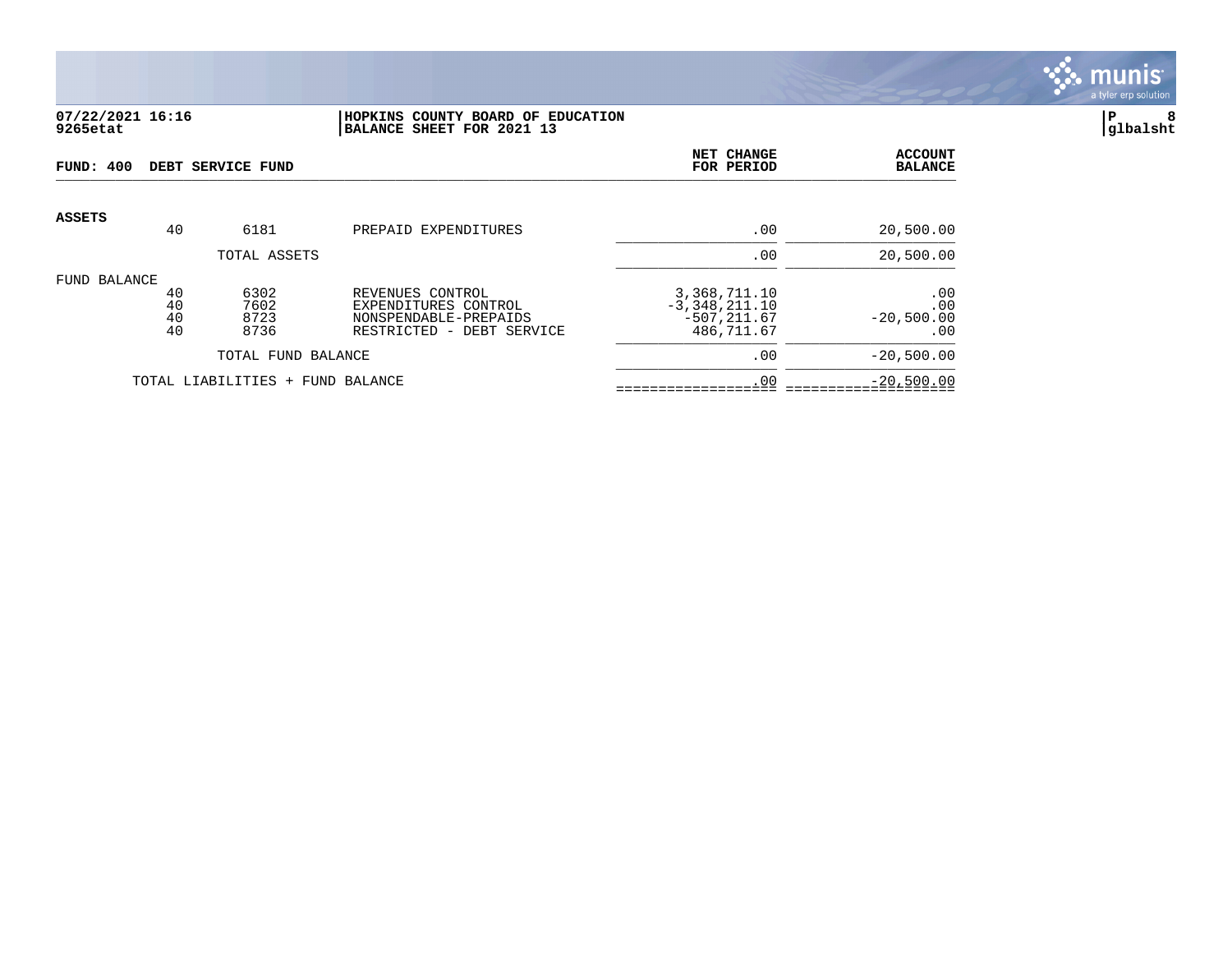**HOPKINS COUNTY BOARD OF EDUCATION**
**BALANCE SHEET FOR 2021 13**

07/22/2021 16:16
9265etat

P 8
glbalsht

**FUND: 400 DEBT SERVICE FUND**

| | | | | NET CHANGE FOR PERIOD | ACCOUNT BALANCE |
|---|---|---|---|---|---|
| **ASSETS** | | | | | |
| | 40 | 6181 | PREPAID EXPENDITURES | .00 | 20,500.00 |
| | | TOTAL ASSETS | | .00 | 20,500.00 |
| FUND BALANCE | | | | | |
| | 40 | 6302 | REVENUES CONTROL | 3,368,711.10 | .00 |
| | 40 | 7602 | EXPENDITURES CONTROL | -3,348,211.10 | .00 |
| | 40 | 8723 | NONSPENDABLE-PREPAIDS | -507,211.67 | -20,500.00 |
| | 40 | 8736 | RESTRICTED - DEBT SERVICE | 486,711.67 | .00 |
| | | TOTAL FUND BALANCE | | .00 | -20,500.00 |
| | | TOTAL LIABILITIES + FUND BALANCE | | .00 | -20,500.00 |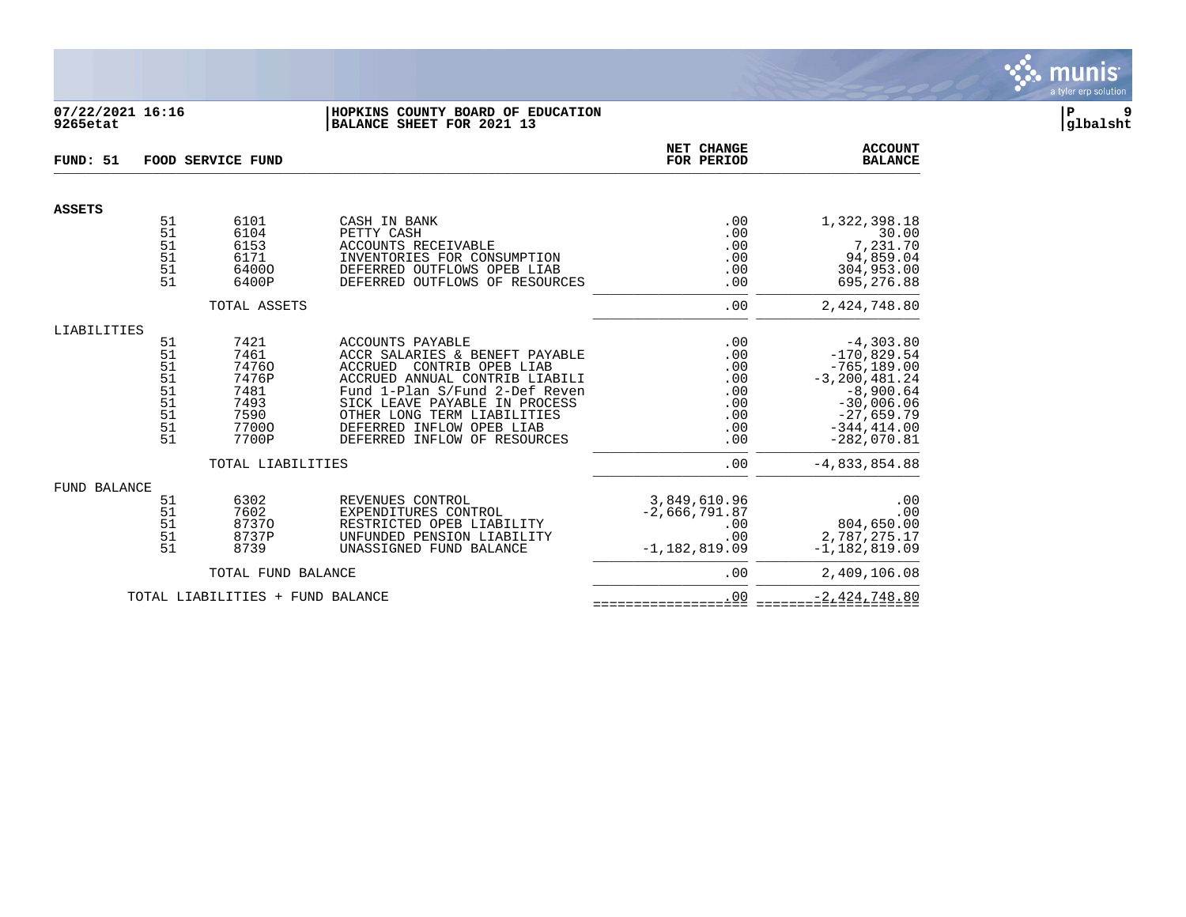**07/22/2021 16:16**
**9265etat**

**HOPKINS COUNTY BOARD OF EDUCATION**
**BALANCE SHEET FOR 2021 13**

**FUND: 51 FOOD SERVICE FUND**

| | Fund | Account | Description | NET CHANGE FOR PERIOD | ACCOUNT BALANCE |
|---|---|---|---|---|---|
| **ASSETS** | | | | | |
| | 51 | 6101 | CASH IN BANK | .00 | 1,322,398.18 |
| | 51 | 6104 | PETTY CASH | .00 | 30.00 |
| | 51 | 6153 | ACCOUNTS RECEIVABLE | .00 | 7,231.70 |
| | 51 | 6171 | INVENTORIES FOR CONSUMPTION | .00 | 94,859.04 |
| | 51 | 6400O | DEFERRED OUTFLOWS OPEB LIAB | .00 | 304,953.00 |
| | 51 | 6400P | DEFERRED OUTFLOWS OF RESOURCES | .00 | 695,276.88 |
| | | TOTAL ASSETS | | .00 | 2,424,748.80 |
| LIABILITIES | | | | | |
| | 51 | 7421 | ACCOUNTS PAYABLE | .00 | -4,303.80 |
| | 51 | 7461 | ACCR SALARIES & BENEFT PAYABLE | .00 | -170,829.54 |
| | 51 | 7476O | ACCRUED CONTRIB OPEB LIAB | .00 | -765,189.00 |
| | 51 | 7476P | ACCRUED ANNUAL CONTRIB LIABILI | .00 | -3,200,481.24 |
| | 51 | 7481 | Fund 1-Plan S/Fund 2-Def Reven | .00 | -8,900.64 |
| | 51 | 7493 | SICK LEAVE PAYABLE IN PROCESS | .00 | -30,006.06 |
| | 51 | 7590 | OTHER LONG TERM LIABILITIES | .00 | -27,659.79 |
| | 51 | 7700O | DEFERRED INFLOW OPEB LIAB | .00 | -344,414.00 |
| | 51 | 7700P | DEFERRED INFLOW OF RESOURCES | .00 | -282,070.81 |
| | | TOTAL LIABILITIES | | .00 | -4,833,854.88 |
| FUND BALANCE | | | | | |
| | 51 | 6302 | REVENUES CONTROL | 3,849,610.96 | .00 |
| | 51 | 7602 | EXPENDITURES CONTROL | -2,666,791.87 | .00 |
| | 51 | 8737O | RESTRICTED OPEB LIABILITY | .00 | 804,650.00 |
| | 51 | 8737P | UNFUNDED PENSION LIABILITY | .00 | 2,787,275.17 |
| | 51 | 8739 | UNASSIGNED FUND BALANCE | -1,182,819.09 | -1,182,819.09 |
| | | TOTAL FUND BALANCE | | .00 | 2,409,106.08 |
| | | TOTAL LIABILITIES + FUND BALANCE | | .00 | -2,424,748.80 |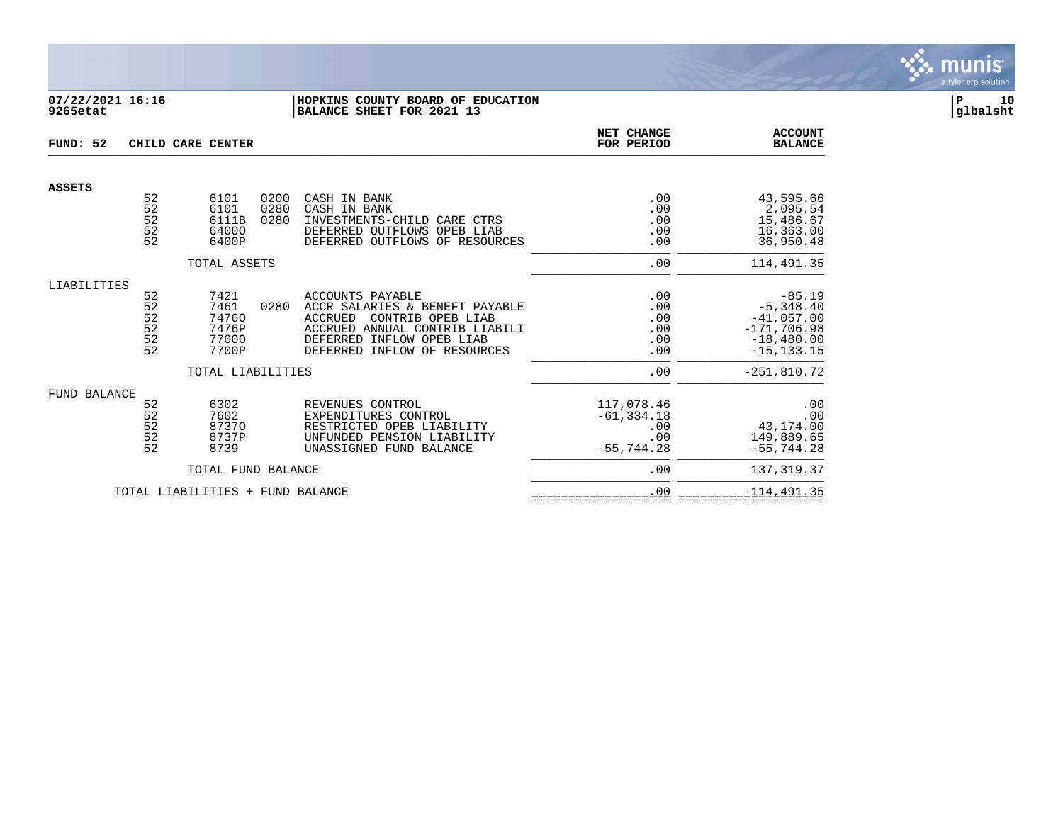**07/22/2021 16:16** **HOPKINS COUNTY BOARD OF EDUCATION**
**9265etat** **BALANCE SHEET FOR 2021 13**

**FUND: 52 CHILD CARE CENTER**

| | Fund | Account | Sub | Description | NET CHANGE FOR PERIOD | ACCOUNT BALANCE |
|---|---|---|---|---|---|---|
| **ASSETS** | | | | | | |
| | 52 | 6101 | 0200 | CASH IN BANK | .00 | 43,595.66 |
| | 52 | 6101 | 0280 | CASH IN BANK | .00 | 2,095.54 |
| | 52 | 6111B | 0280 | INVESTMENTS-CHILD CARE CTRS | .00 | 15,486.67 |
| | 52 | 6400O | | DEFERRED OUTFLOWS OPEB LIAB | .00 | 16,363.00 |
| | 52 | 6400P | | DEFERRED OUTFLOWS OF RESOURCES | .00 | 36,950.48 |
| | | TOTAL ASSETS | | | .00 | 114,491.35 |
| LIABILITIES | | | | | | |
| | 52 | 7421 | | ACCOUNTS PAYABLE | .00 | -85.19 |
| | 52 | 7461 | 0280 | ACCR SALARIES & BENEFT PAYABLE | .00 | -5,348.40 |
| | 52 | 7476O | | ACCRUED CONTRIB OPEB LIAB | .00 | -41,057.00 |
| | 52 | 7476P | | ACCRUED ANNUAL CONTRIB LIABILI | .00 | -171,706.98 |
| | 52 | 7700O | | DEFERRED INFLOW OPEB LIAB | .00 | -18,480.00 |
| | 52 | 7700P | | DEFERRED INFLOW OF RESOURCES | .00 | -15,133.15 |
| | | TOTAL LIABILITIES | | | .00 | -251,810.72 |
| FUND BALANCE | | | | | | |
| | 52 | 6302 | | REVENUES CONTROL | 117,078.46 | .00 |
| | 52 | 7602 | | EXPENDITURES CONTROL | -61,334.18 | .00 |
| | 52 | 8737O | | RESTRICTED OPEB LIABILITY | .00 | 43,174.00 |
| | 52 | 8737P | | UNFUNDED PENSION LIABILITY | .00 | 149,889.65 |
| | 52 | 8739 | | UNASSIGNED FUND BALANCE | -55,744.28 | -55,744.28 |
| | | TOTAL FUND BALANCE | | | .00 | 137,319.37 |
| | | TOTAL LIABILITIES + FUND BALANCE | | | .00 | -114,491.35 |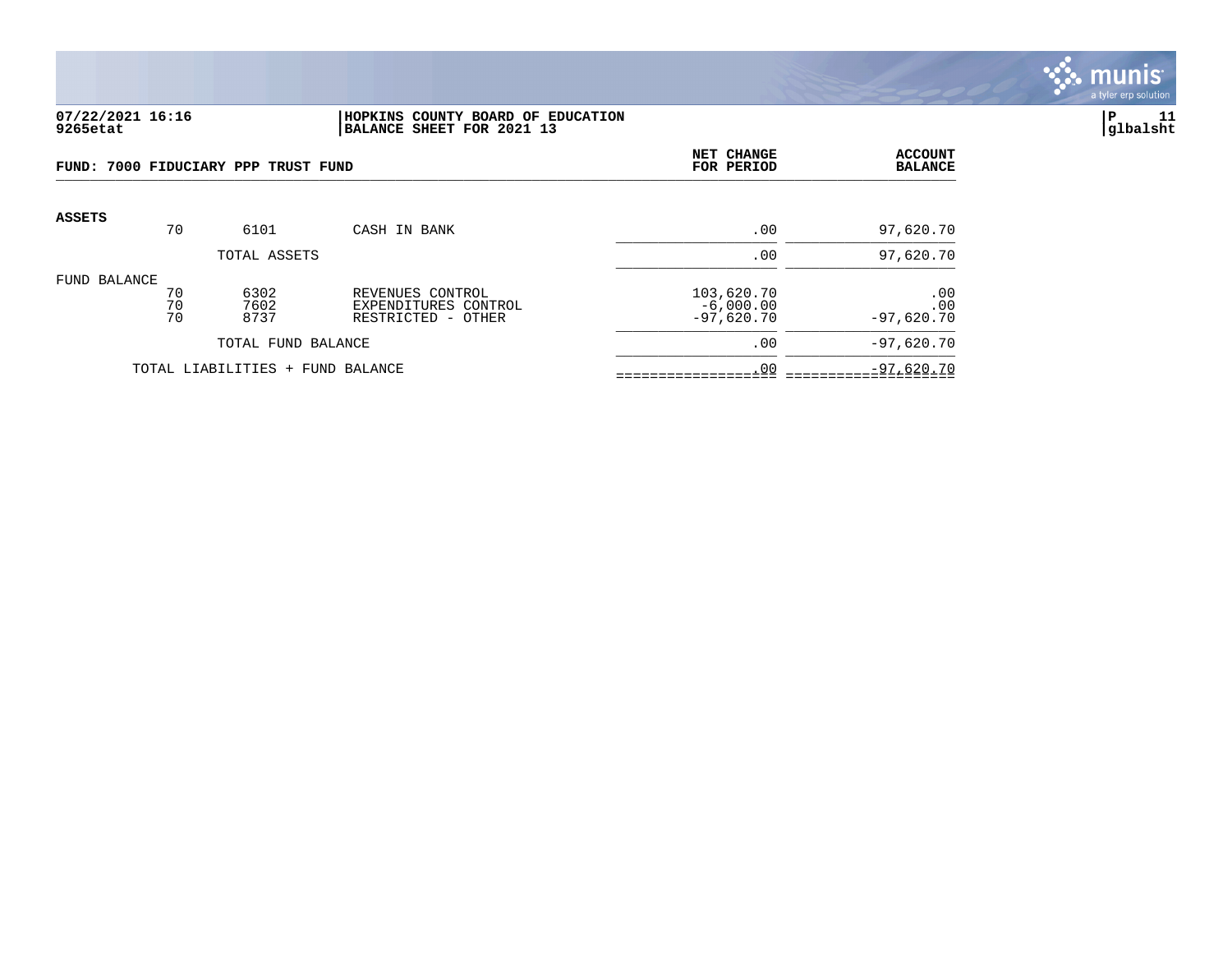07/22/2021 16:16
9265etat

HOPKINS COUNTY BOARD OF EDUCATION
BALANCE SHEET FOR 2021 13

P 11
glbalsht

## FUND: 7000 FIDUCIARY PPP TRUST FUND

| | | | | NET CHANGE FOR PERIOD | ACCOUNT BALANCE |
|---|---|---|---|---|---|
| **ASSETS** | | | | | |
| | 70 | 6101 | CASH IN BANK | .00 | 97,620.70 |
| | | TOTAL ASSETS | | .00 | 97,620.70 |
| FUND BALANCE | | | | | |
| | 70 | 6302 | REVENUES CONTROL | 103,620.70 | .00 |
| | 70 | 7602 | EXPENDITURES CONTROL | -6,000.00 | .00 |
| | 70 | 8737 | RESTRICTED - OTHER | -97,620.70 | -97,620.70 |
| | | TOTAL FUND BALANCE | | .00 | -97,620.70 |
| | TOTAL LIABILITIES + FUND BALANCE | | | .00 | -97,620.70 |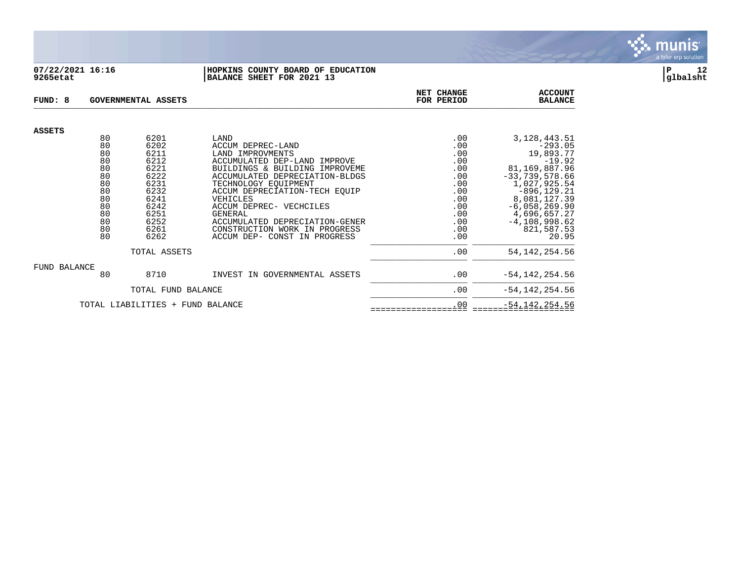**07/22/2021 16:16** **HOPKINS COUNTY BOARD OF EDUCATION**
**9265etat** **BALANCE SHEET FOR 2021 13**

**P 12**
**glbalsht**

| FUND: 8 | GOVERNMENTAL ASSETS | | | NET CHANGE FOR PERIOD | ACCOUNT BALANCE |
|---|---|---|---|---|---|
| **ASSETS** | | | | | |
| | 80 | 6201 | LAND | .00 | 3,128,443.51 |
| | 80 | 6202 | ACCUM DEPREC-LAND | .00 | -293.05 |
| | 80 | 6211 | LAND IMPROVMENTS | .00 | 19,893.77 |
| | 80 | 6212 | ACCUMULATED DEP-LAND IMPROVE | .00 | -19.92 |
| | 80 | 6221 | BUILDINGS & BUILDING IMPROVEME | .00 | 81,169,887.96 |
| | 80 | 6222 | ACCUMULATED DEPRECIATION-BLDGS | .00 | -33,739,578.66 |
| | 80 | 6231 | TECHNOLOGY EQUIPMENT | .00 | 1,027,925.54 |
| | 80 | 6232 | ACCUM DEPRECIATION-TECH EQUIP | .00 | -896,129.21 |
| | 80 | 6241 | VEHICLES | .00 | 8,081,127.39 |
| | 80 | 6242 | ACCUM DEPREC- VECHCILES | .00 | -6,058,269.90 |
| | 80 | 6251 | GENERAL | .00 | 4,696,657.27 |
| | 80 | 6252 | ACCUMULATED DEPRECIATION-GENER | .00 | -4,108,998.62 |
| | 80 | 6261 | CONSTRUCTION WORK IN PROGRESS | .00 | 821,587.53 |
| | 80 | 6262 | ACCUM DEP- CONST IN PROGRESS | .00 | 20.95 |
| | | TOTAL ASSETS | | .00 | 54,142,254.56 |
| **FUND BALANCE** | | | | | |
| | 80 | 8710 | INVEST IN GOVERNMENTAL ASSETS | .00 | -54,142,254.56 |
| | | TOTAL FUND BALANCE | | .00 | -54,142,254.56 |
| | | TOTAL LIABILITIES + FUND BALANCE | | .00 | -54,142,254.56 |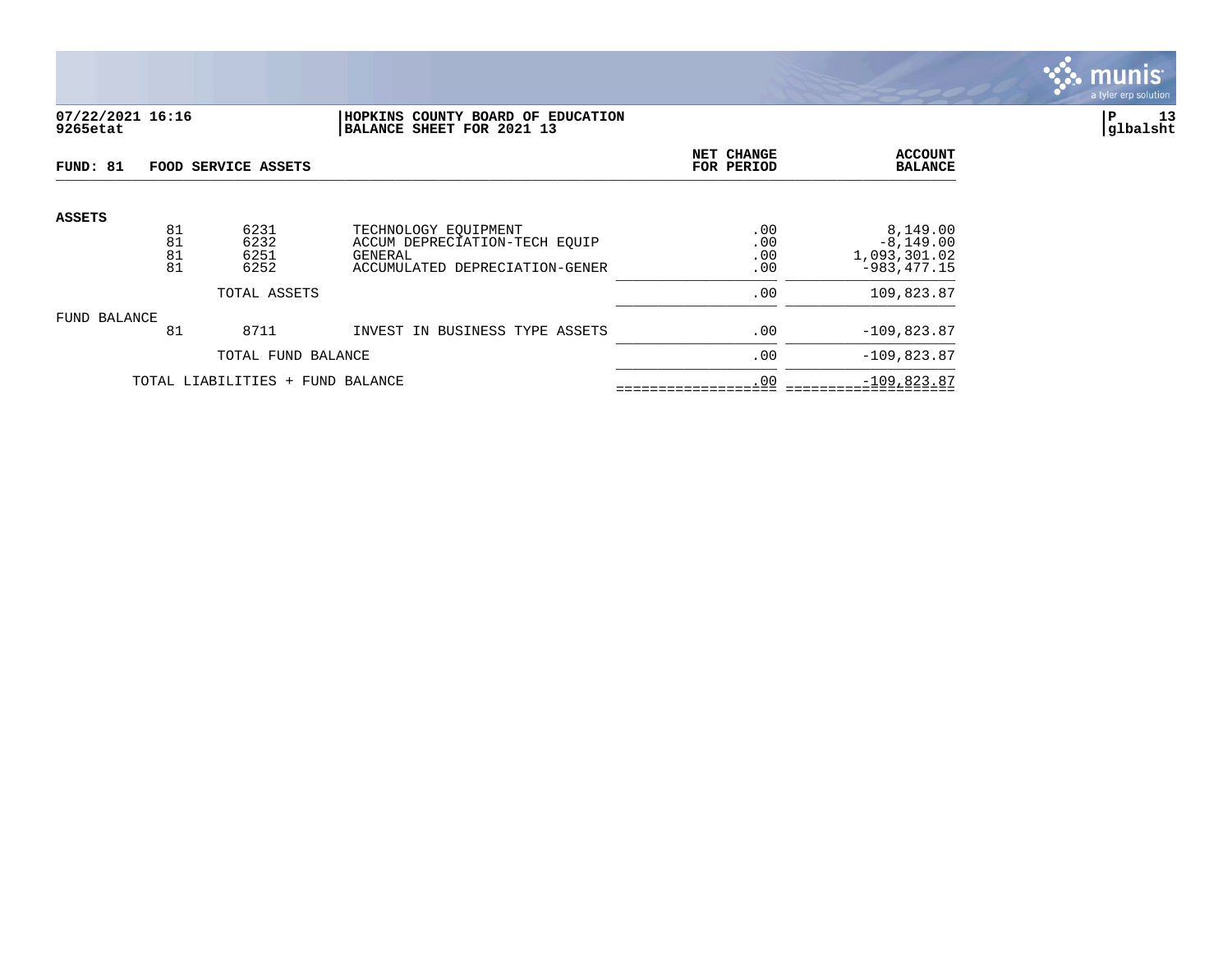**07/22/2021 16:16**
**9265etat**

**HOPKINS COUNTY BOARD OF EDUCATION**
**BALANCE SHEET FOR 2021 13**

**P 13**
**glbalsht**

| FUND: 81 | FOOD SERVICE ASSETS | | | NET CHANGE FOR PERIOD | ACCOUNT BALANCE |
|---|---|---|---|---|---|
| **ASSETS** | | | | | |
| | 81 | 6231 | TECHNOLOGY EQUIPMENT | .00 | 8,149.00 |
| | 81 | 6232 | ACCUM DEPRECIATION-TECH EQUIP | .00 | -8,149.00 |
| | 81 | 6251 | GENERAL | .00 | 1,093,301.02 |
| | 81 | 6252 | ACCUMULATED DEPRECIATION-GENER | .00 | -983,477.15 |
| | | TOTAL ASSETS | | .00 | 109,823.87 |
| FUND BALANCE | | | | | |
| | 81 | 8711 | INVEST IN BUSINESS TYPE ASSETS | .00 | -109,823.87 |
| | | TOTAL FUND BALANCE | | .00 | -109,823.87 |
| | TOTAL LIABILITIES + FUND BALANCE | | | .00 | -109,823.87 |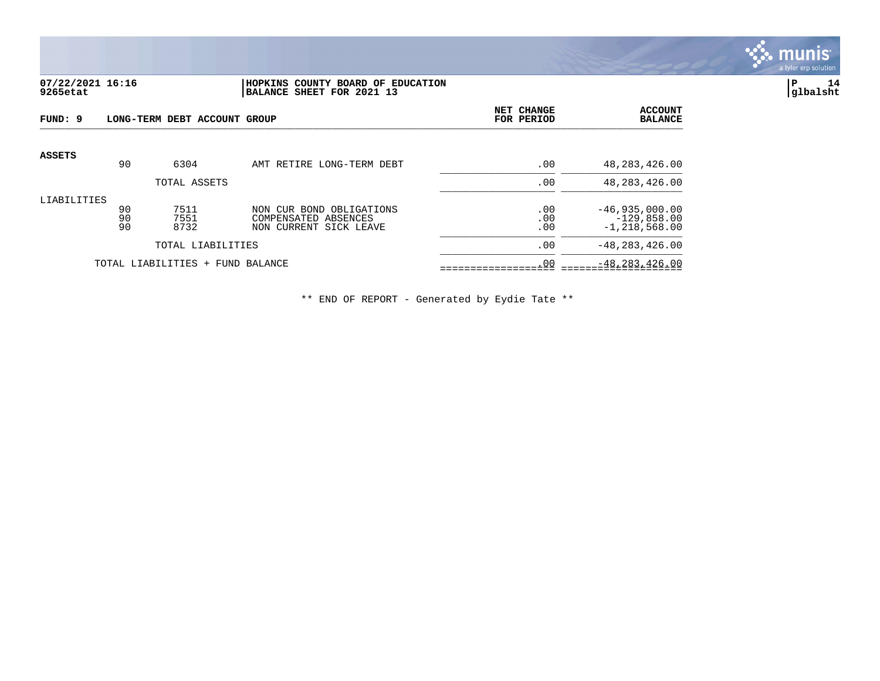**07/22/2021 16:16**
**9265etat**

**HOPKINS COUNTY BOARD OF EDUCATION**
**BALANCE SHEET FOR 2021 13**

**P 14**
**glbalsht**

| FUND: 9 | LONG-TERM DEBT ACCOUNT GROUP | | | NET CHANGE FOR PERIOD | ACCOUNT BALANCE |
|---|---|---|---|---|---|
| **ASSETS** | | | | | |
| | 90 | 6304 | AMT RETIRE LONG-TERM DEBT | .00 | 48,283,426.00 |
| | | TOTAL ASSETS | | .00 | 48,283,426.00 |
| LIABILITIES | | | | | |
| | 90 | 7511 | NON CUR BOND OBLIGATIONS | .00 | -46,935,000.00 |
| | 90 | 7551 | COMPENSATED ABSENCES | .00 | -129,858.00 |
| | 90 | 8732 | NON CURRENT SICK LEAVE | .00 | -1,218,568.00 |
| | | TOTAL LIABILITIES | | .00 | -48,283,426.00 |
| | TOTAL LIABILITIES + FUND BALANCE | | | .00 | -48,283,426.00 |

** END OF REPORT - Generated by Eydie Tate **